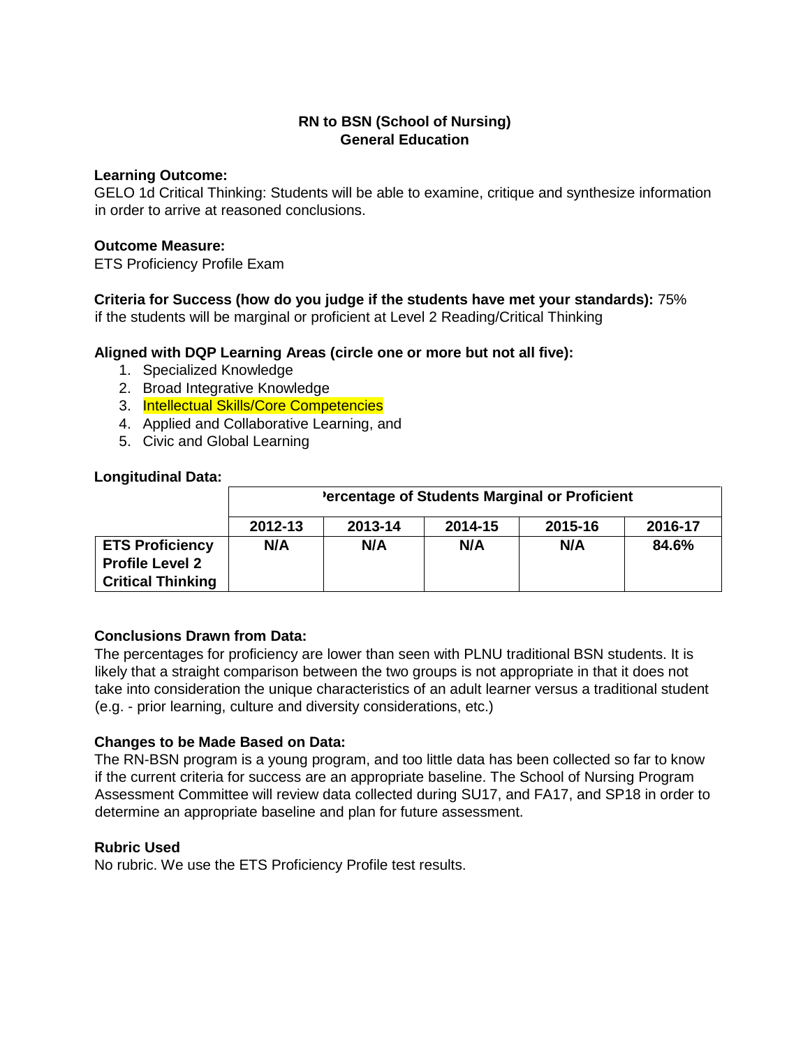**RN to BSN (School of Nursing)**
**General Education**

**Learning Outcome:**
GELO 1d Critical Thinking: Students will be able to examine, critique and synthesize information in order to arrive at reasoned conclusions.

**Outcome Measure:**
ETS Proficiency Profile Exam

**Criteria for Success (how do you judge if the students have met your standards):** 75% if the students will be marginal or proficient at Level 2 Reading/Critical Thinking

**Aligned with DQP Learning Areas (circle one or more but not all five):**

1. Specialized Knowledge
2. Broad Integrative Knowledge
3. Intellectual Skills/Core Competencies
4. Applied and Collaborative Learning, and
5. Civic and Global Learning

**Longitudinal Data:**

| | Percentage of Students Marginal or Proficient | | | | |
|---|---|---|---|---|---|
| | **2012-13** | **2013-14** | **2014-15** | **2015-16** | **2016-17** |
| **ETS Proficiency Profile Level 2 Critical Thinking** | **N/A** | **N/A** | **N/A** | **N/A** | **84.6%** |

**Conclusions Drawn from Data:**
The percentages for proficiency are lower than seen with PLNU traditional BSN students. It is likely that a straight comparison between the two groups is not appropriate in that it does not take into consideration the unique characteristics of an adult learner versus a traditional student (e.g. - prior learning, culture and diversity considerations, etc.)

**Changes to be Made Based on Data:**
The RN-BSN program is a young program, and too little data has been collected so far to know if the current criteria for success are an appropriate baseline. The School of Nursing Program Assessment Committee will review data collected during SU17, and FA17, and SP18 in order to determine an appropriate baseline and plan for future assessment.

**Rubric Used**
No rubric. We use the ETS Proficiency Profile test results.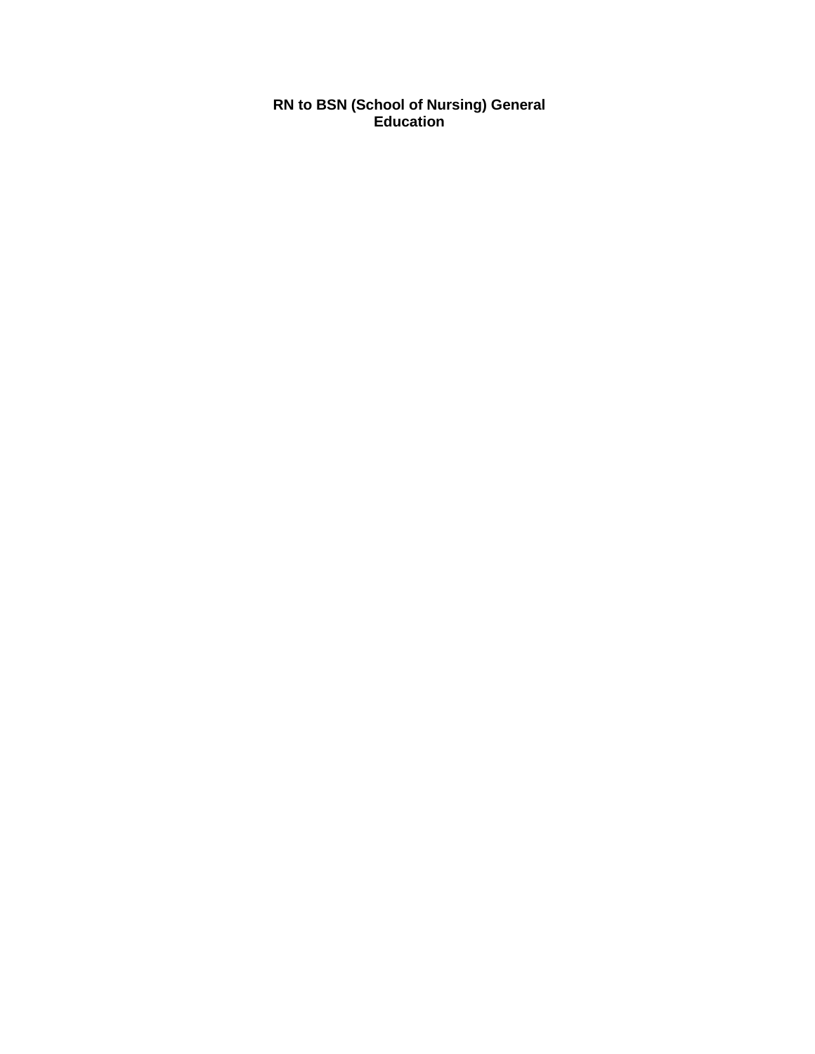# RN to BSN (School of Nursing) General Education